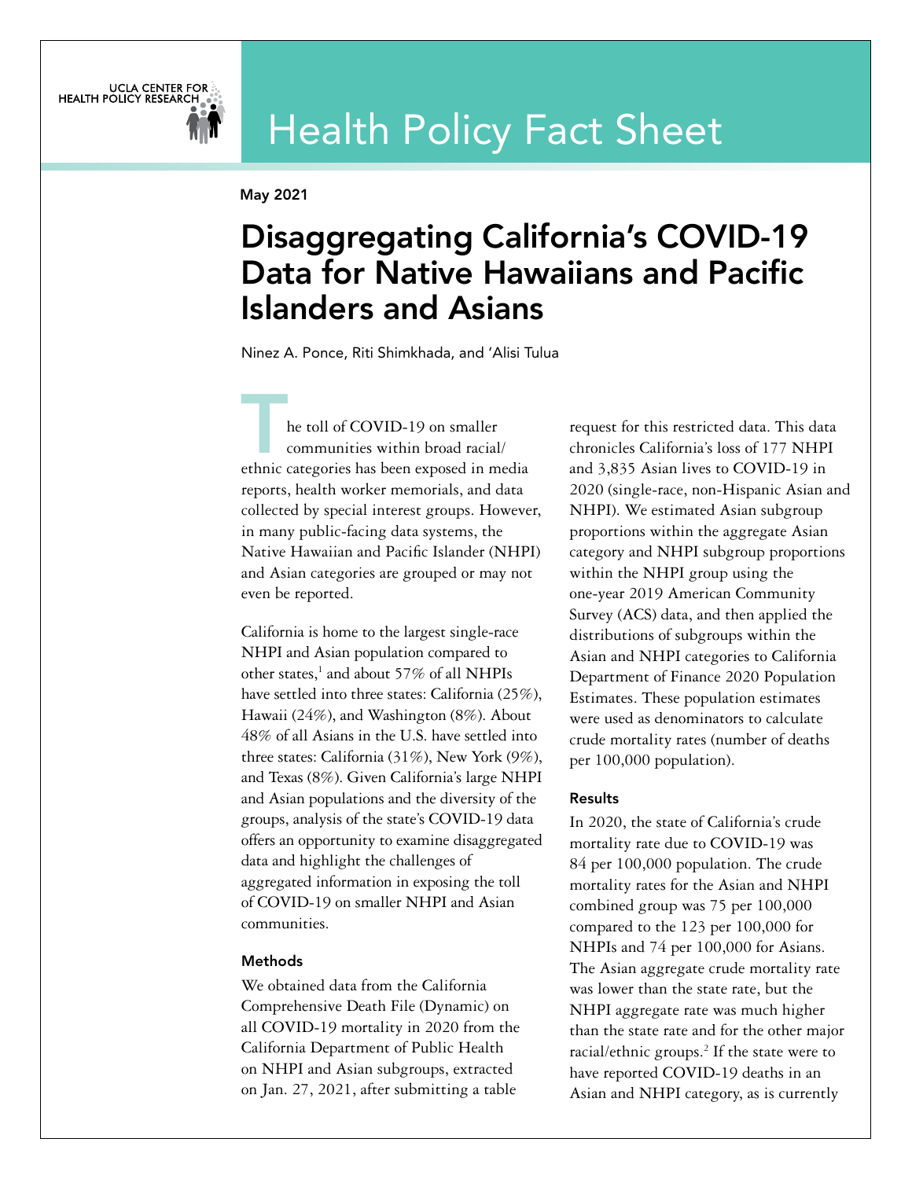UCLA CENTER FOR HEALTH POLICY RESEARCH

# Health Policy Fact Sheet

May 2021

## Disaggregating California's COVID-19 Data for Native Hawaiians and Pacific Islanders and Asians

Ninez A. Ponce, Riti Shimkhada, and 'Alisi Tulua

The toll of COVID-19 on smaller communities within broad racial/ethnic categories has been exposed in media reports, health worker memorials, and data collected by special interest groups. However, in many public-facing data systems, the Native Hawaiian and Pacific Islander (NHPI) and Asian categories are grouped or may not even be reported.

California is home to the largest single-race NHPI and Asian population compared to other states,[1] and about 57% of all NHPIs have settled into three states: California (25%), Hawaii (24%), and Washington (8%). About 48% of all Asians in the U.S. have settled into three states: California (31%), New York (9%), and Texas (8%). Given California's large NHPI and Asian populations and the diversity of the groups, analysis of the state's COVID-19 data offers an opportunity to examine disaggregated data and highlight the challenges of aggregated information in exposing the toll of COVID-19 on smaller NHPI and Asian communities.

### Methods

We obtained data from the California Comprehensive Death File (Dynamic) on all COVID-19 mortality in 2020 from the California Department of Public Health on NHPI and Asian subgroups, extracted on Jan. 27, 2021, after submitting a table request for this restricted data. This data chronicles California's loss of 177 NHPI and 3,835 Asian lives to COVID-19 in 2020 (single-race, non-Hispanic Asian and NHPI). We estimated Asian subgroup proportions within the aggregate Asian category and NHPI subgroup proportions within the NHPI group using the one-year 2019 American Community Survey (ACS) data, and then applied the distributions of subgroups within the Asian and NHPI categories to California Department of Finance 2020 Population Estimates. These population estimates were used as denominators to calculate crude mortality rates (number of deaths per 100,000 population).

### Results

In 2020, the state of California's crude mortality rate due to COVID-19 was 84 per 100,000 population. The crude mortality rates for the Asian and NHPI combined group was 75 per 100,000 compared to the 123 per 100,000 for NHPIs and 74 per 100,000 for Asians. The Asian aggregate crude mortality rate was lower than the state rate, but the NHPI aggregate rate was much higher than the state rate and for the other major racial/ethnic groups.[2] If the state were to have reported COVID-19 deaths in an Asian and NHPI category, as is currently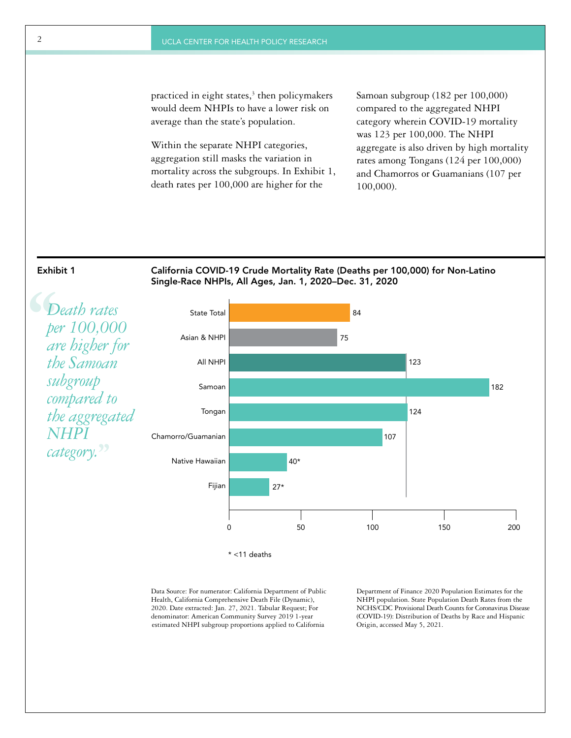practiced in eight states,[3] then policymakers would deem NHPIs to have a lower risk on average than the state's population.

Within the separate NHPI categories, aggregation still masks the variation in mortality across the subgroups. In Exhibit 1, death rates per 100,000 are higher for the Samoan subgroup (182 per 100,000) compared to the aggregated NHPI category wherein COVID-19 mortality was 123 per 100,000. The NHPI aggregate is also driven by high mortality rates among Tongans (124 per 100,000) and Chamorros or Guamanians (107 per 100,000).

**Exhibit 1**

*"Death rates per 100,000 are higher for the Samoan subgroup compared to the aggregated NHPI category."*

**California COVID-19 Crude Mortality Rate (Deaths per 100,000) for Non-Latino Single-Race NHPIs, All Ages, Jan. 1, 2020–Dec. 31, 2020**

| Group | Deaths per 100,000 |
|---|---|
| State Total | 84 |
| Asian & NHPI | 75 |
| All NHPI | 123 |
| Samoan | 182 |
| Tongan | 124 |
| Chamorro/Guamanian | 107 |
| Native Hawaiian | 40* |
| Fijian | 27* |

\* <11 deaths

Data Source: For numerator: California Department of Public Health, California Comprehensive Death File (Dynamic), 2020. Date extracted: Jan. 27, 2021. Tabular Request; For denominator: American Community Survey 2019 1-year estimated NHPI subgroup proportions applied to California Department of Finance 2020 Population Estimates for the NHPI population. State Population Death Rates from the NCHS/CDC Provisional Death Counts for Coronavirus Disease (COVID-19): Distribution of Deaths by Race and Hispanic Origin, accessed May 5, 2021.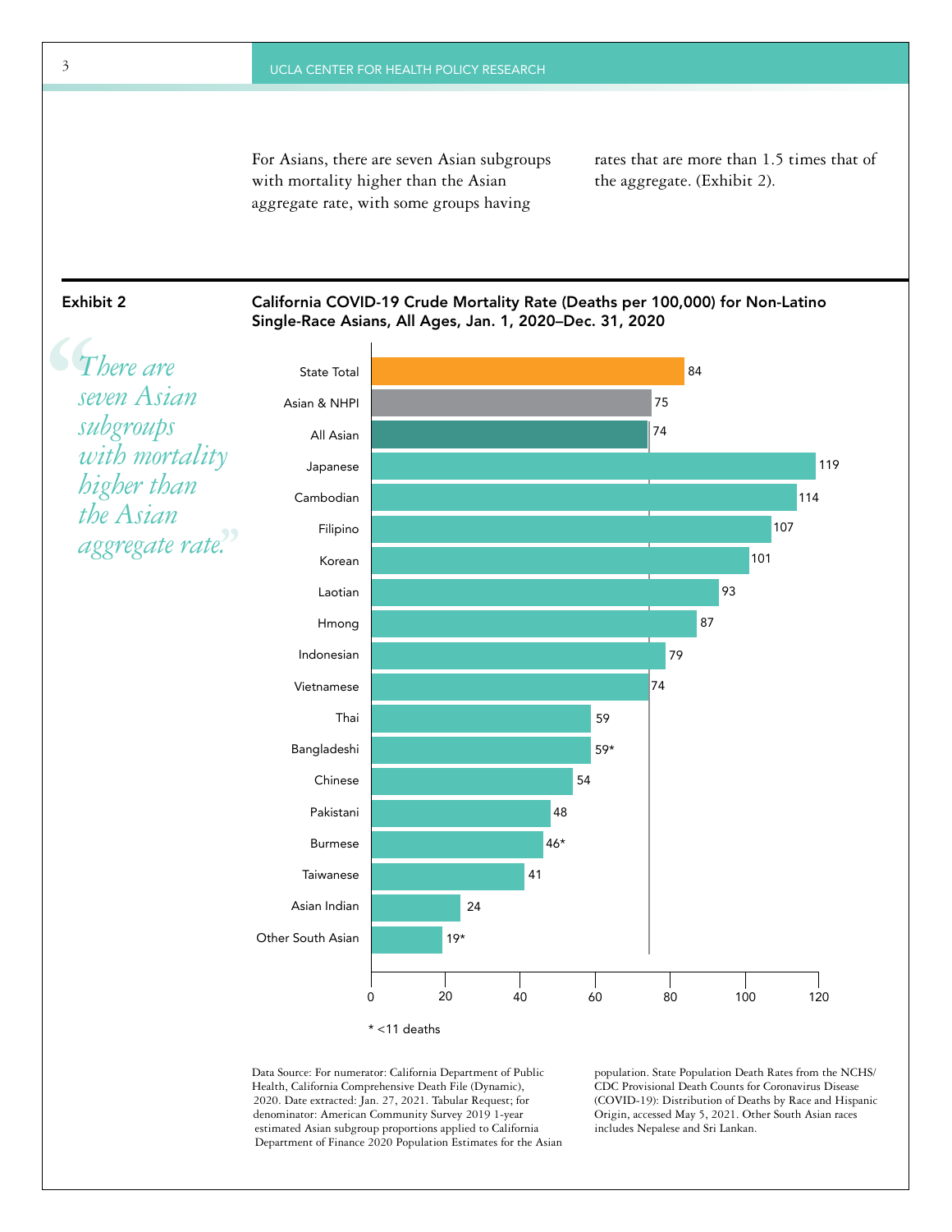For Asians, there are seven Asian subgroups with mortality higher than the Asian aggregate rate, with some groups having rates that are more than 1.5 times that of the aggregate. (Exhibit 2).

**Exhibit 2**

> *"There are seven Asian subgroups with mortality higher than the Asian aggregate rate."*

**California COVID-19 Crude Mortality Rate (Deaths per 100,000) for Non-Latino Single-Race Asians, All Ages, Jan. 1, 2020–Dec. 31, 2020**

| Group | Deaths per 100,000 |
| --- | --- |
| State Total | 84 |
| Asian & NHPI | 75 |
| All Asian | 74 |
| Japanese | 119 |
| Cambodian | 114 |
| Filipino | 107 |
| Korean | 101 |
| Laotian | 93 |
| Hmong | 87 |
| Indonesian | 79 |
| Vietnamese | 74 |
| Thai | 59 |
| Bangladeshi | 59* |
| Chinese | 54 |
| Pakistani | 48 |
| Burmese | 46* |
| Taiwanese | 41 |
| Asian Indian | 24 |
| Other South Asian | 19* |

* <11 deaths

Data Source: For numerator: California Department of Public Health, California Comprehensive Death File (Dynamic), 2020. Date extracted: Jan. 27, 2021. Tabular Request; for denominator: American Community Survey 2019 1-year estimated Asian subgroup proportions applied to California Department of Finance 2020 Population Estimates for the Asian population. State Population Death Rates from the NCHS/CDC Provisional Death Counts for Coronavirus Disease (COVID-19): Distribution of Deaths by Race and Hispanic Origin, accessed May 5, 2021. Other South Asian races includes Nepalese and Sri Lankan.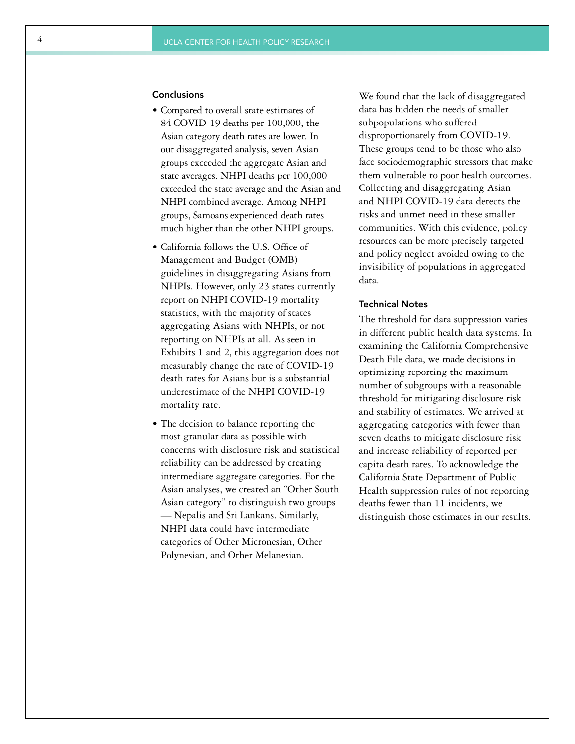## Conclusions

- Compared to overall state estimates of 84 COVID-19 deaths per 100,000, the Asian category death rates are lower. In our disaggregated analysis, seven Asian groups exceeded the aggregate Asian and state averages. NHPI deaths per 100,000 exceeded the state average and the Asian and NHPI combined average. Among NHPI groups, Samoans experienced death rates much higher than the other NHPI groups.
- California follows the U.S. Office of Management and Budget (OMB) guidelines in disaggregating Asians from NHPIs. However, only 23 states currently report on NHPI COVID-19 mortality statistics, with the majority of states aggregating Asians with NHPIs, or not reporting on NHPIs at all. As seen in Exhibits 1 and 2, this aggregation does not measurably change the rate of COVID-19 death rates for Asians but is a substantial underestimate of the NHPI COVID-19 mortality rate.
- The decision to balance reporting the most granular data as possible with concerns with disclosure risk and statistical reliability can be addressed by creating intermediate aggregate categories. For the Asian analyses, we created an "Other South Asian category" to distinguish two groups — Nepalis and Sri Lankans. Similarly, NHPI data could have intermediate categories of Other Micronesian, Other Polynesian, and Other Melanesian.

We found that the lack of disaggregated data has hidden the needs of smaller subpopulations who suffered disproportionately from COVID-19. These groups tend to be those who also face sociodemographic stressors that make them vulnerable to poor health outcomes. Collecting and disaggregating Asian and NHPI COVID-19 data detects the risks and unmet need in these smaller communities. With this evidence, policy resources can be more precisely targeted and policy neglect avoided owing to the invisibility of populations in aggregated data.

## Technical Notes

The threshold for data suppression varies in different public health data systems. In examining the California Comprehensive Death File data, we made decisions in optimizing reporting the maximum number of subgroups with a reasonable threshold for mitigating disclosure risk and stability of estimates. We arrived at aggregating categories with fewer than seven deaths to mitigate disclosure risk and increase reliability of reported per capita death rates. To acknowledge the California State Department of Public Health suppression rules of not reporting deaths fewer than 11 incidents, we distinguish those estimates in our results.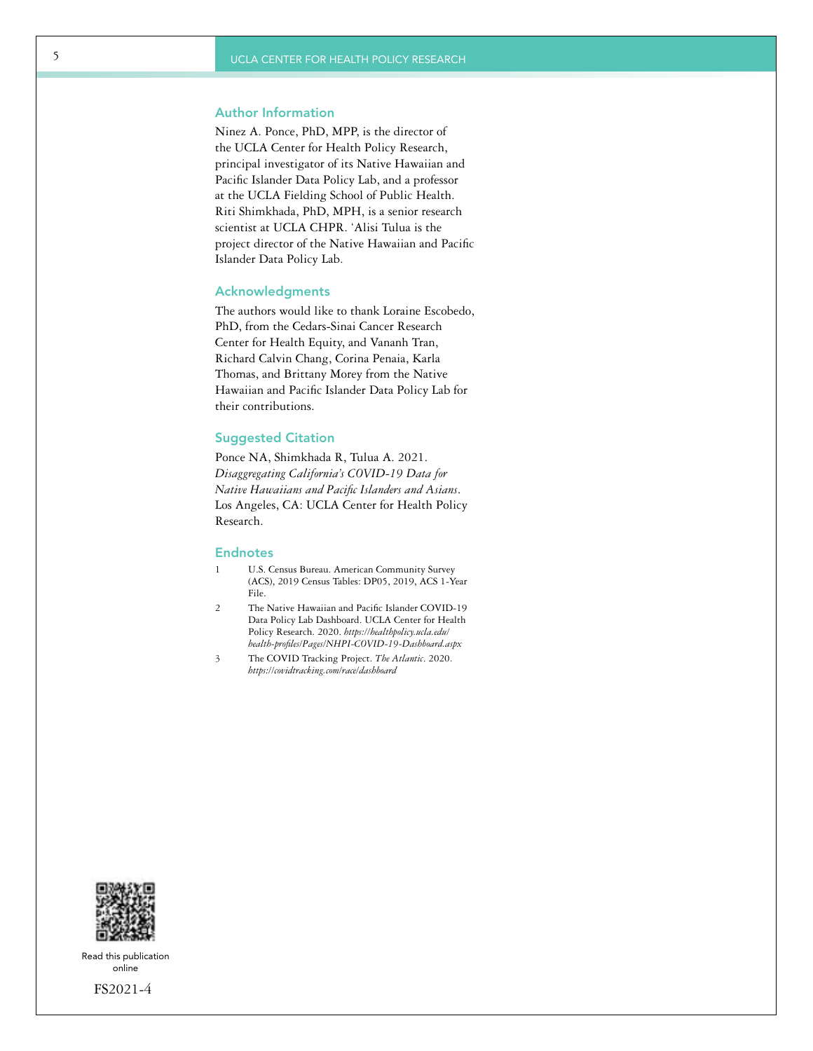## Author Information

Ninez A. Ponce, PhD, MPP, is the director of the UCLA Center for Health Policy Research, principal investigator of its Native Hawaiian and Pacific Islander Data Policy Lab, and a professor at the UCLA Fielding School of Public Health. Riti Shimkhada, PhD, MPH, is a senior research scientist at UCLA CHPR. ʻAlisi Tulua is the project director of the Native Hawaiian and Pacific Islander Data Policy Lab.

## Acknowledgments

The authors would like to thank Loraine Escobedo, PhD, from the Cedars-Sinai Cancer Research Center for Health Equity, and Vananh Tran, Richard Calvin Chang, Corina Penaia, Karla Thomas, and Brittany Morey from the Native Hawaiian and Pacific Islander Data Policy Lab for their contributions.

## Suggested Citation

Ponce NA, Shimkhada R, Tulua A. 2021. *Disaggregating California's COVID-19 Data for Native Hawaiians and Pacific Islanders and Asians*. Los Angeles, CA: UCLA Center for Health Policy Research.

## Endnotes

1. U.S. Census Bureau. American Community Survey (ACS), 2019 Census Tables: DP05, 2019, ACS 1-Year File.
2. The Native Hawaiian and Pacific Islander COVID-19 Data Policy Lab Dashboard. UCLA Center for Health Policy Research. 2020. *https://healthpolicy.ucla.edu/health-profiles/Pages/NHPI-COVID-19-Dashboard.aspx*
3. The COVID Tracking Project. *The Atlantic*. 2020. *https://covidtracking.com/race/dashboard*

Read this publication online

FS2021-4